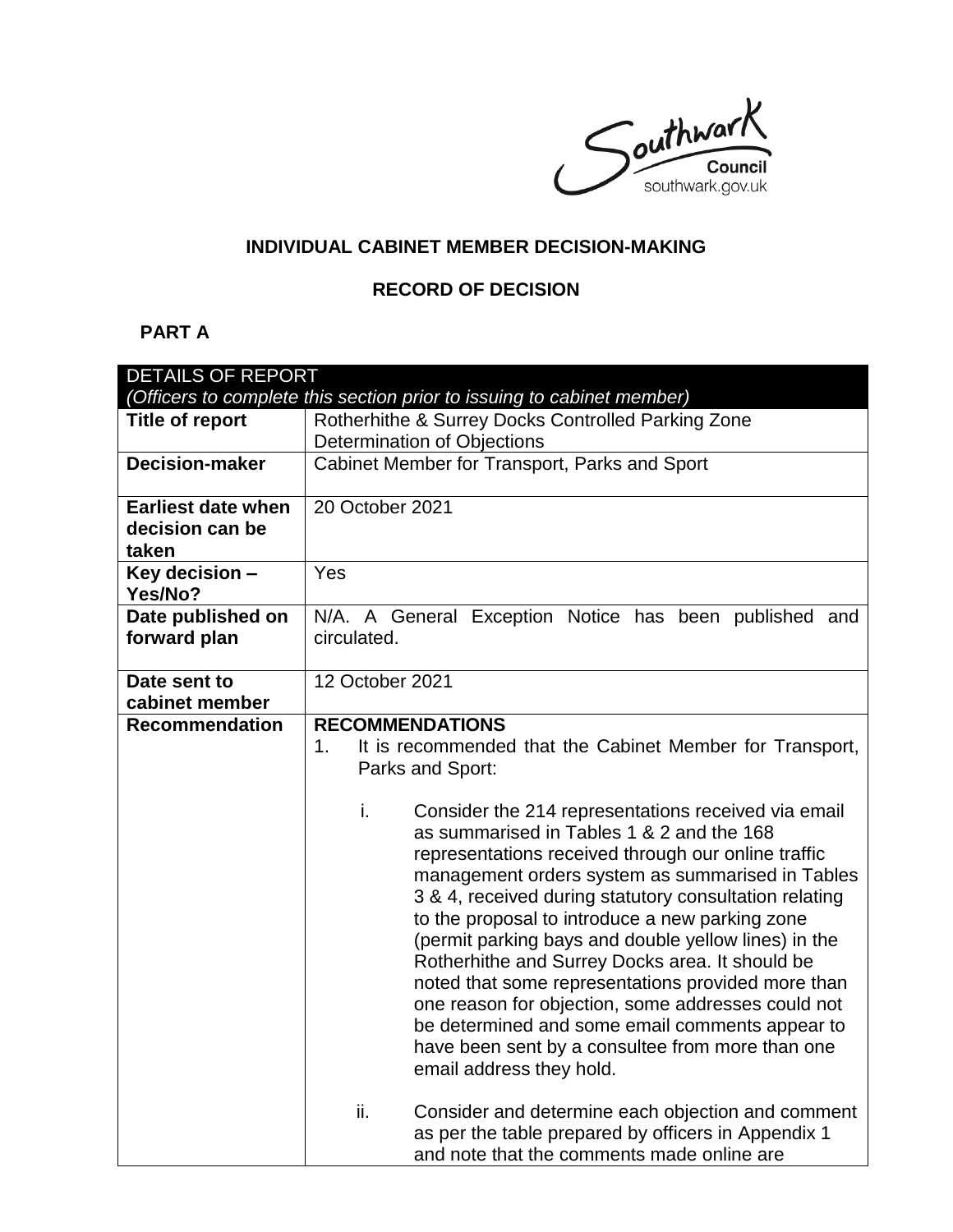Southwark Council
southwark.gov.uk

**INDIVIDUAL CABINET MEMBER DECISION-MAKING**

**RECORD OF DECISION**

**PART A**

| DETAILS OF REPORT<br>*(Officers to complete this section prior to issuing to cabinet member)* | |
|---|---|
| **Title of report** | Rotherhithe & Surrey Docks Controlled Parking Zone Determination of Objections |
| **Decision-maker** | Cabinet Member for Transport, Parks and Sport |
| **Earliest date when decision can be taken** | 20 October 2021 |
| **Key decision – Yes/No?** | Yes |
| **Date published on forward plan** | N/A. A General Exception Notice has been published and circulated. |
| **Date sent to cabinet member** | 12 October 2021 |
| **Recommendation** | **RECOMMENDATIONS**<br>1. It is recommended that the Cabinet Member for Transport, Parks and Sport:<br><br>i. Consider the 214 representations received via email as summarised in Tables 1 & 2 and the 168 representations received through our online traffic management orders system as summarised in Tables 3 & 4, received during statutory consultation relating to the proposal to introduce a new parking zone (permit parking bays and double yellow lines) in the Rotherhithe and Surrey Docks area. It should be noted that some representations provided more than one reason for objection, some addresses could not be determined and some email comments appear to have been sent by a consultee from more than one email address they hold.<br><br>ii. Consider and determine each objection and comment as per the table prepared by officers in Appendix 1 and note that the comments made online are |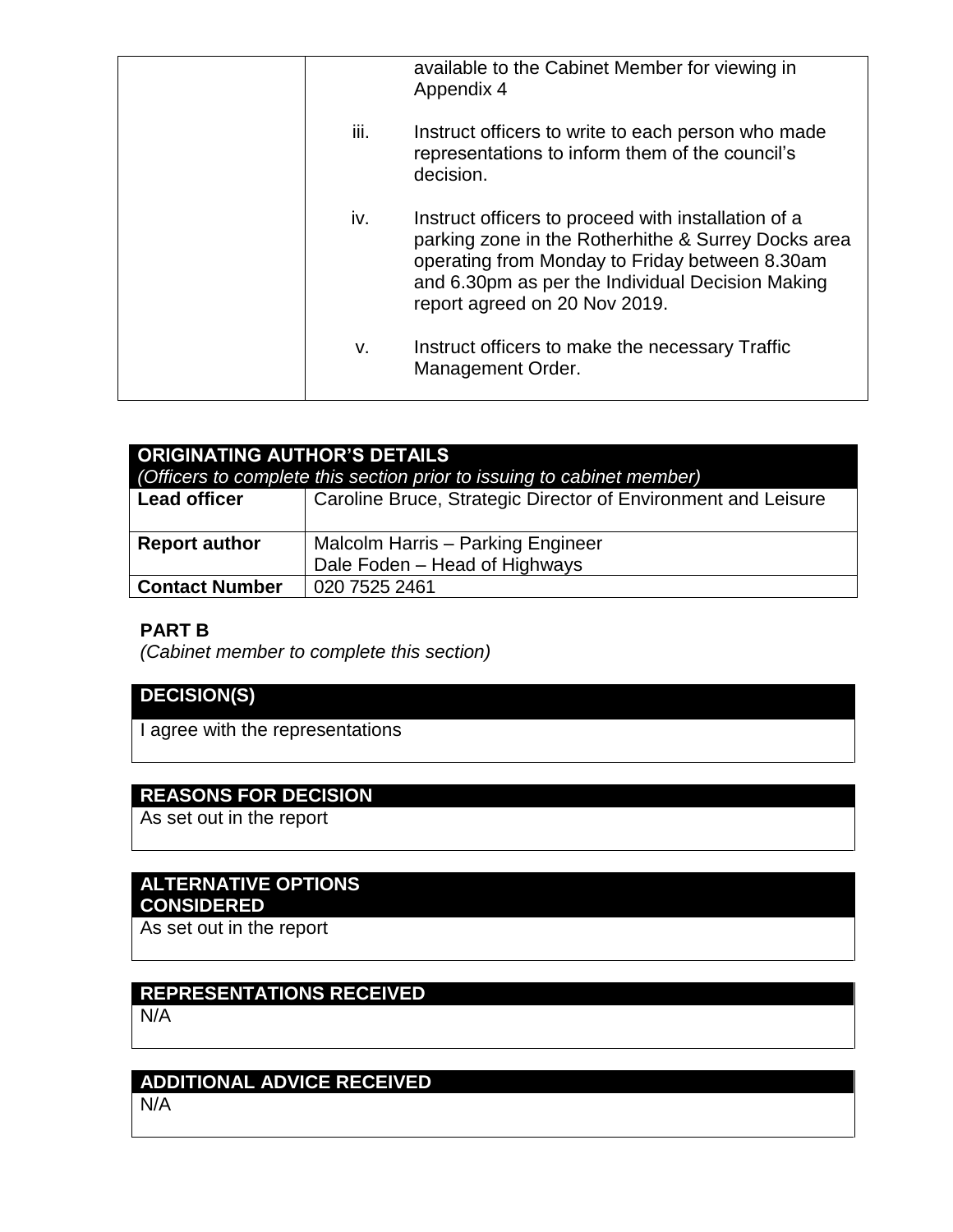| | |
|---|---|
| | available to the Cabinet Member for viewing in Appendix 4<br><br>iii. Instruct officers to write to each person who made representations to inform them of the council's decision.<br><br>iv. Instruct officers to proceed with installation of a parking zone in the Rotherhithe & Surrey Docks area operating from Monday to Friday between 8.30am and 6.30pm as per the Individual Decision Making report agreed on 20 Nov 2019.<br><br>v. Instruct officers to make the necessary Traffic Management Order. |

| **ORIGINATING AUTHOR'S DETAILS** *(Officers to complete this section prior to issuing to cabinet member)* | |
|---|---|
| **Lead officer** | Caroline Bruce, Strategic Director of Environment and Leisure |
| **Report author** | Malcolm Harris – Parking Engineer<br>Dale Foden – Head of Highways |
| **Contact Number** | 020 7525 2461 |

**PART B**

*(Cabinet member to complete this section)*

| **DECISION(S)** |
|---|
| I agree with the representations |

| **REASONS FOR DECISION** |
|---|
| As set out in the report |

| **ALTERNATIVE OPTIONS CONSIDERED** |
|---|
| As set out in the report |

| **REPRESENTATIONS RECEIVED** |
|---|
| N/A |

| **ADDITIONAL ADVICE RECEIVED** |
|---|
| N/A |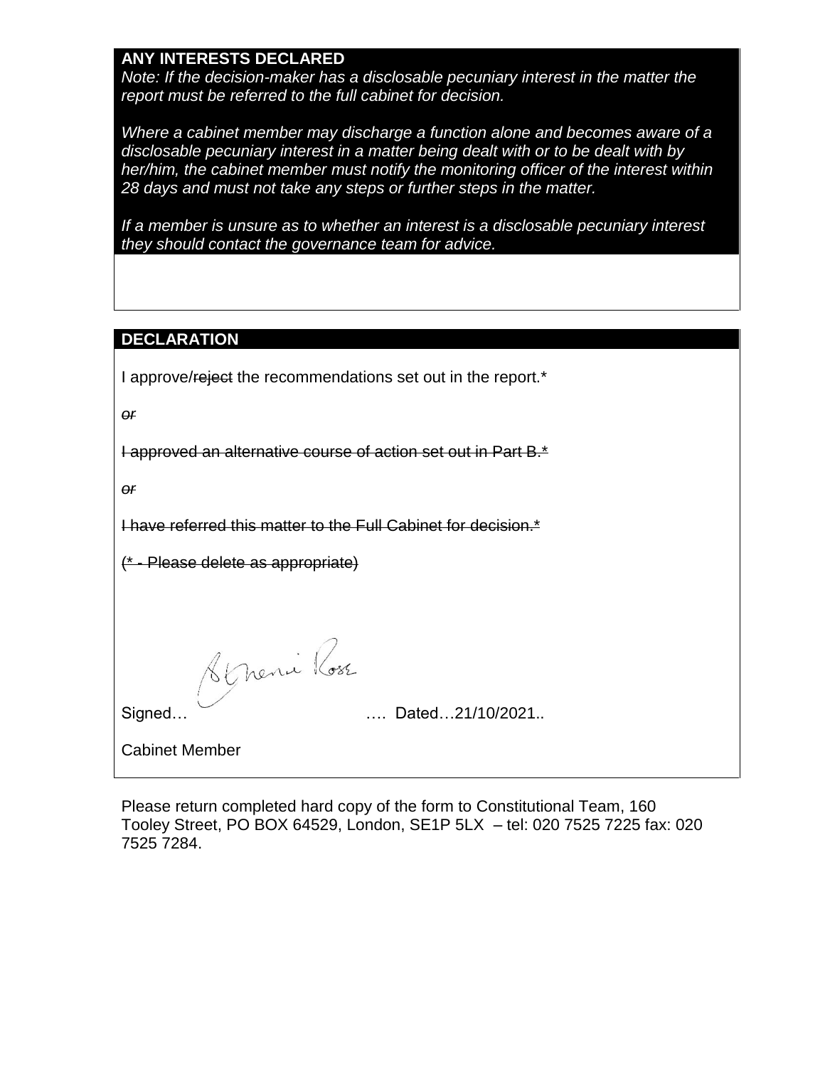## ANY INTERESTS DECLARED

*Note: If the decision-maker has a disclosable pecuniary interest in the matter the report must be referred to the full cabinet for decision.*

*Where a cabinet member may discharge a function alone and becomes aware of a disclosable pecuniary interest in a matter being dealt with or to be dealt with by her/him, the cabinet member must notify the monitoring officer of the interest within 28 days and must not take any steps or further steps in the matter.*

*If a member is unsure as to whether an interest is a disclosable pecuniary interest they should contact the governance team for advice.*

## DECLARATION

I approve/~~reject~~ the recommendations set out in the report.*

~~*or*~~

~~I approved an alternative course of action set out in Part B.*~~

~~*or*~~

~~I have referred this matter to the Full Cabinet for decision.*~~

~~(* - Please delete as appropriate)~~

Signed… Stephanie Rose …. Dated…21/10/2021..

Cabinet Member

Please return completed hard copy of the form to Constitutional Team, 160 Tooley Street, PO BOX 64529, London, SE1P 5LX – tel: 020 7525 7225 fax: 020 7525 7284.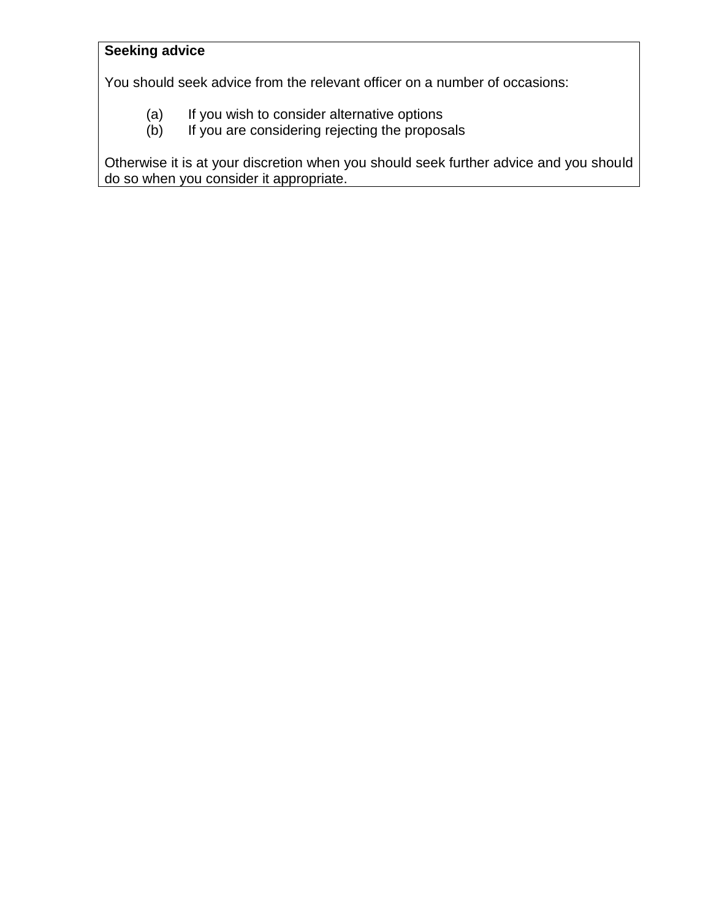**Seeking advice**

You should seek advice from the relevant officer on a number of occasions:

(a) If you wish to consider alternative options
(b) If you are considering rejecting the proposals

Otherwise it is at your discretion when you should seek further advice and you should do so when you consider it appropriate.